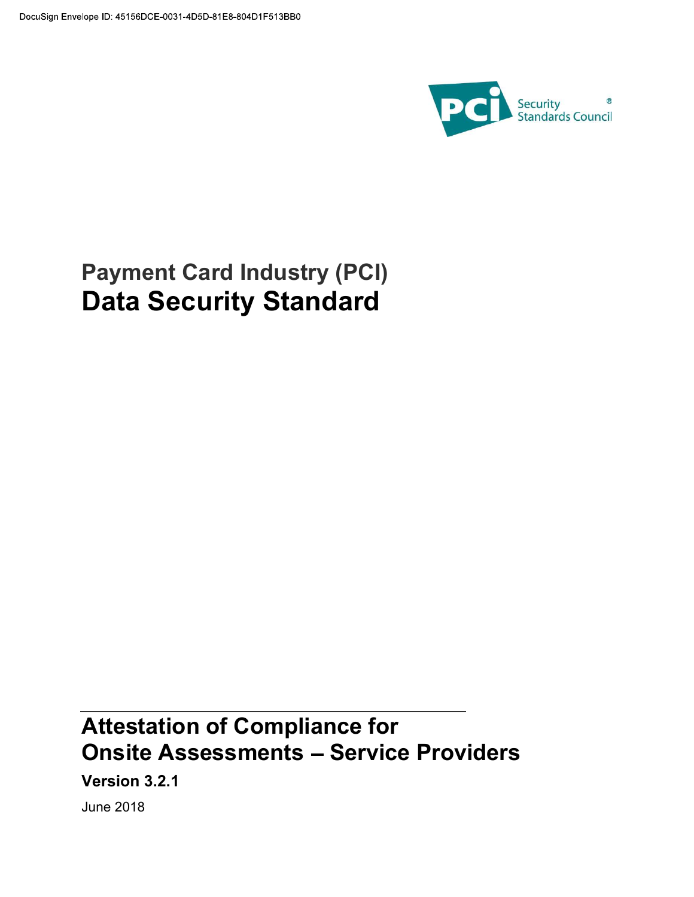DocuSign Envelope ID: 45156DCE-0031-4D5D-81E8-804D1F513BB0

PCI Security Standards Council®

# Payment Card Industry (PCI)
# Data Security Standard

## Attestation of Compliance for Onsite Assessments – Service Providers

**Version 3.2.1**

June 2018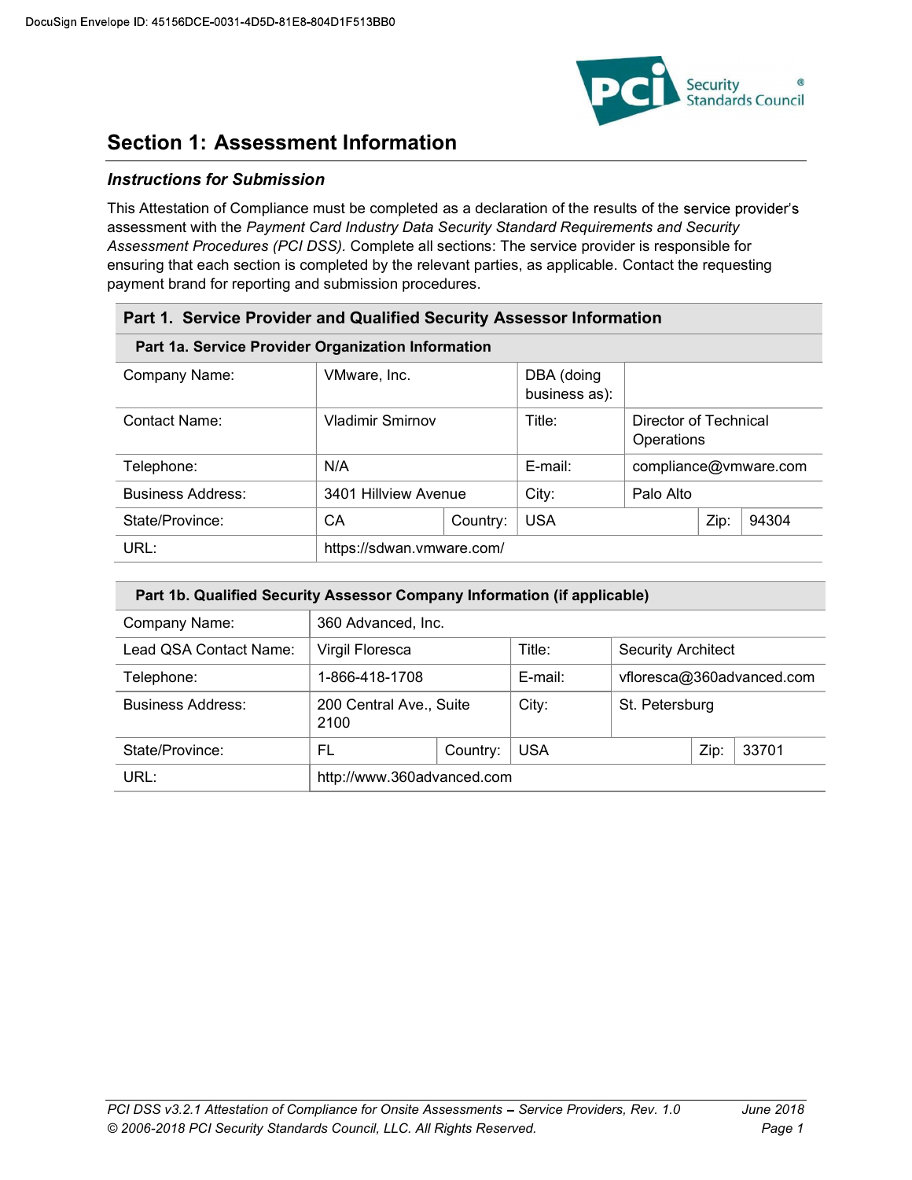# Section 1: Assessment Information

### *Instructions for Submission*

This Attestation of Compliance must be completed as a declaration of the results of the service provider's assessment with the *Payment Card Industry Data Security Standard Requirements and Security Assessment Procedures (PCI DSS).* Complete all sections: The service provider is responsible for ensuring that each section is completed by the relevant parties, as applicable. Contact the requesting payment brand for reporting and submission procedures.

| **Part 1. Service Provider and Qualified Security Assessor Information** | | | | | | |
|---|---|---|---|---|---|---|
| **Part 1a. Service Provider Organization Information** | | | | | | |
| Company Name: | VMware, Inc. | | DBA (doing business as): | | | |
| Contact Name: | Vladimir Smirnov | | Title: | Director of Technical Operations | | |
| Telephone: | N/A | | E-mail: | compliance@vmware.com | | |
| Business Address: | 3401 Hillview Avenue | | City: | Palo Alto | | |
| State/Province: | CA | Country: | USA | | Zip: | 94304 |
| URL: | https://sdwan.vmware.com/ | | | | | |

| **Part 1b. Qualified Security Assessor Company Information (if applicable)** | | | | | | |
|---|---|---|---|---|---|---|
| Company Name: | 360 Advanced, Inc. | | | | | |
| Lead QSA Contact Name: | Virgil Floresca | | Title: | Security Architect | | |
| Telephone: | 1-866-418-1708 | | E-mail: | vfloresca@360advanced.com | | |
| Business Address: | 200 Central Ave., Suite 2100 | | City: | St. Petersburg | | |
| State/Province: | FL | Country: | USA | | Zip: | 33701 |
| URL: | http://www.360advanced.com | | | | | |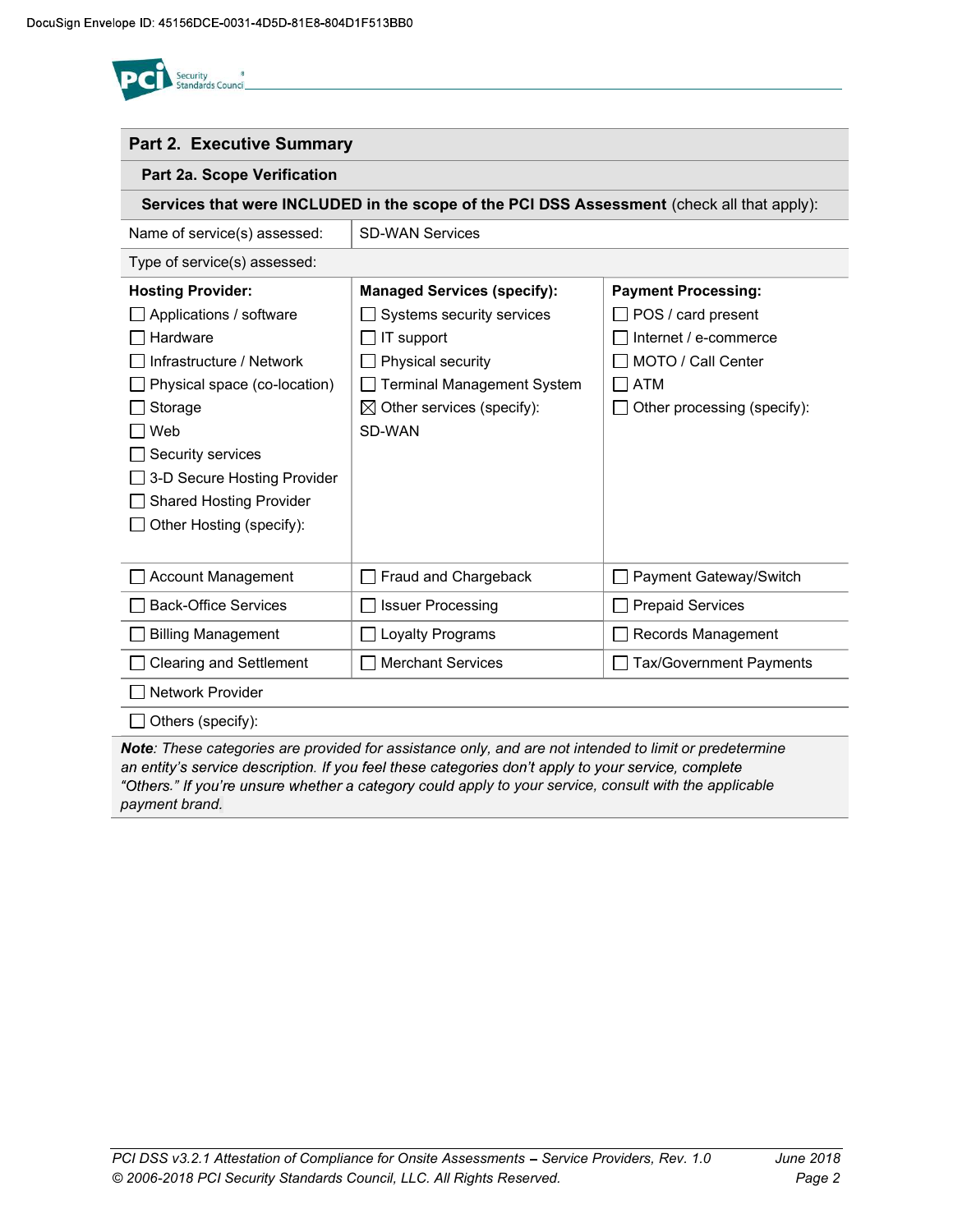## Part 2. Executive Summary

### Part 2a. Scope Verification

**Services that were INCLUDED in the scope of the PCI DSS Assessment** (check all that apply):

| Name of service(s) assessed: | SD-WAN Services | |
|---|---|---|
| Type of service(s) assessed: | | |
| **Hosting Provider:**<br>☐ Applications / software<br>☐ Hardware<br>☐ Infrastructure / Network<br>☐ Physical space (co-location)<br>☐ Storage<br>☐ Web<br>☐ Security services<br>☐ 3-D Secure Hosting Provider<br>☐ Shared Hosting Provider<br>☐ Other Hosting (specify): | **Managed Services (specify):**<br>☐ Systems security services<br>☐ IT support<br>☐ Physical security<br>☐ Terminal Management System<br>☒ Other services (specify):<br>SD-WAN | **Payment Processing:**<br>☐ POS / card present<br>☐ Internet / e-commerce<br>☐ MOTO / Call Center<br>☐ ATM<br>☐ Other processing (specify): |
| ☐ Account Management | ☐ Fraud and Chargeback | ☐ Payment Gateway/Switch |
| ☐ Back-Office Services | ☐ Issuer Processing | ☐ Prepaid Services |
| ☐ Billing Management | ☐ Loyalty Programs | ☐ Records Management |
| ☐ Clearing and Settlement | ☐ Merchant Services | ☐ Tax/Government Payments |
| ☐ Network Provider | | |
| ☐ Others (specify): | | |

***Note**: These categories are provided for assistance only, and are not intended to limit or predetermine an entity's service description. If you feel these categories don't apply to your service, complete "Others." If you're unsure whether a category could apply to your service, consult with the applicable payment brand.*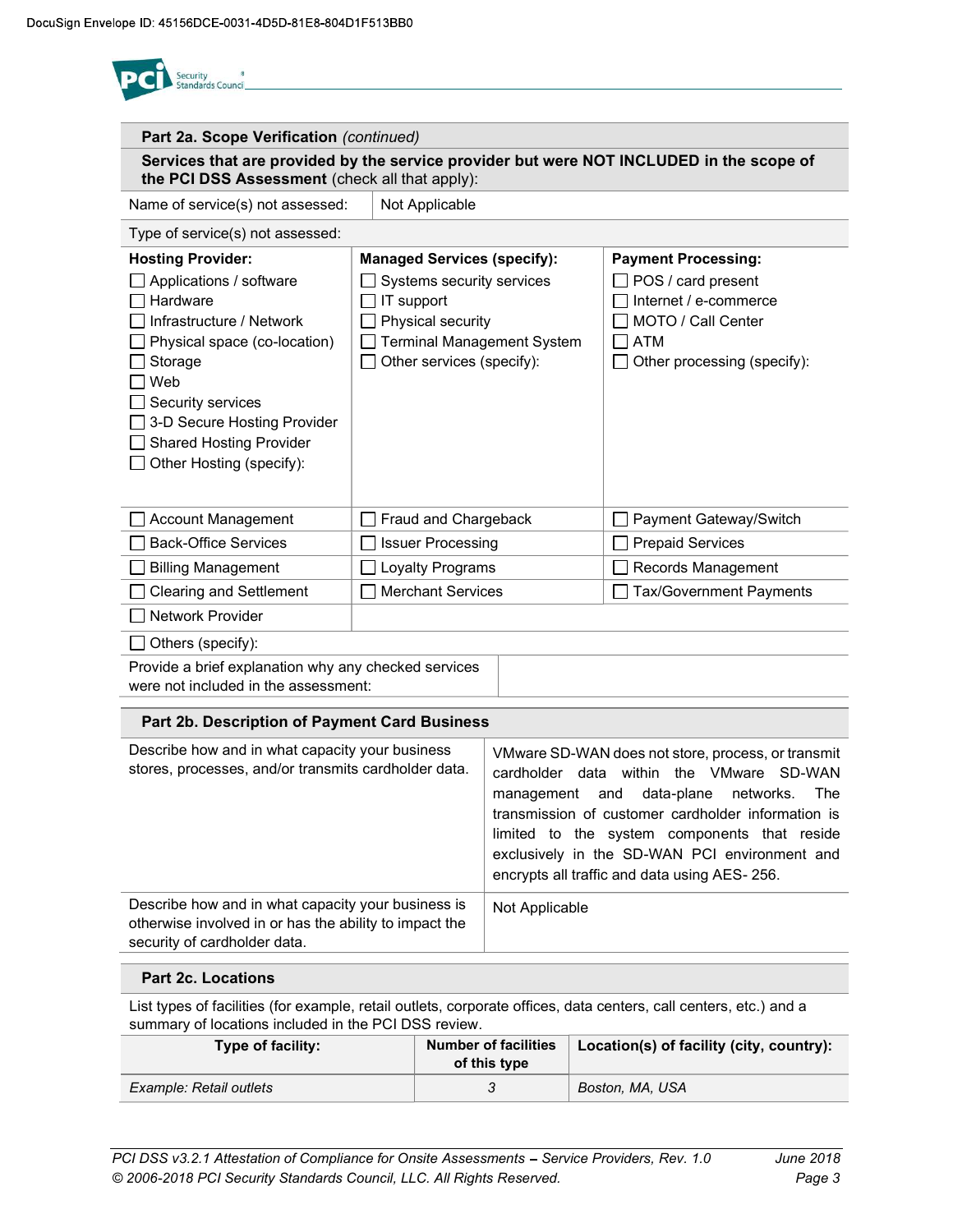| **Part 2a. Scope Verification** *(continued)* | | |
|---|---|---|
| **Services that are provided by the service provider but were NOT INCLUDED in the scope of the PCI DSS Assessment** (check all that apply): | | |
| Name of service(s) not assessed: | Not Applicable | |
| Type of service(s) not assessed: | | |
| **Hosting Provider:**<br>☐ Applications / software<br>☐ Hardware<br>☐ Infrastructure / Network<br>☐ Physical space (co-location)<br>☐ Storage<br>☐ Web<br>☐ Security services<br>☐ 3-D Secure Hosting Provider<br>☐ Shared Hosting Provider<br>☐ Other Hosting (specify): | **Managed Services (specify):**<br>☐ Systems security services<br>☐ IT support<br>☐ Physical security<br>☐ Terminal Management System<br>☐ Other services (specify): | **Payment Processing:**<br>☐ POS / card present<br>☐ Internet / e-commerce<br>☐ MOTO / Call Center<br>☐ ATM<br>☐ Other processing (specify): |
| ☐ Account Management | ☐ Fraud and Chargeback | ☐ Payment Gateway/Switch |
| ☐ Back-Office Services | ☐ Issuer Processing | ☐ Prepaid Services |
| ☐ Billing Management | ☐ Loyalty Programs | ☐ Records Management |
| ☐ Clearing and Settlement | ☐ Merchant Services | ☐ Tax/Government Payments |
| ☐ Network Provider | | |
| ☐ Others (specify): | | |
| Provide a brief explanation why any checked services were not included in the assessment: | | |

| **Part 2b. Description of Payment Card Business** | |
|---|---|
| Describe how and in what capacity your business stores, processes, and/or transmits cardholder data. | VMware SD-WAN does not store, process, or transmit cardholder data within the VMware SD-WAN management and data-plane networks. The transmission of customer cardholder information is limited to the system components that reside exclusively in the SD-WAN PCI environment and encrypts all traffic and data using AES- 256. |
| Describe how and in what capacity your business is otherwise involved in or has the ability to impact the security of cardholder data. | Not Applicable |

**Part 2c. Locations**

List types of facilities (for example, retail outlets, corporate offices, data centers, call centers, etc.) and a summary of locations included in the PCI DSS review.

| Type of facility: | Number of facilities of this type | Location(s) of facility (city, country): |
|---|---|---|
| *Example: Retail outlets* | *3* | *Boston, MA, USA* |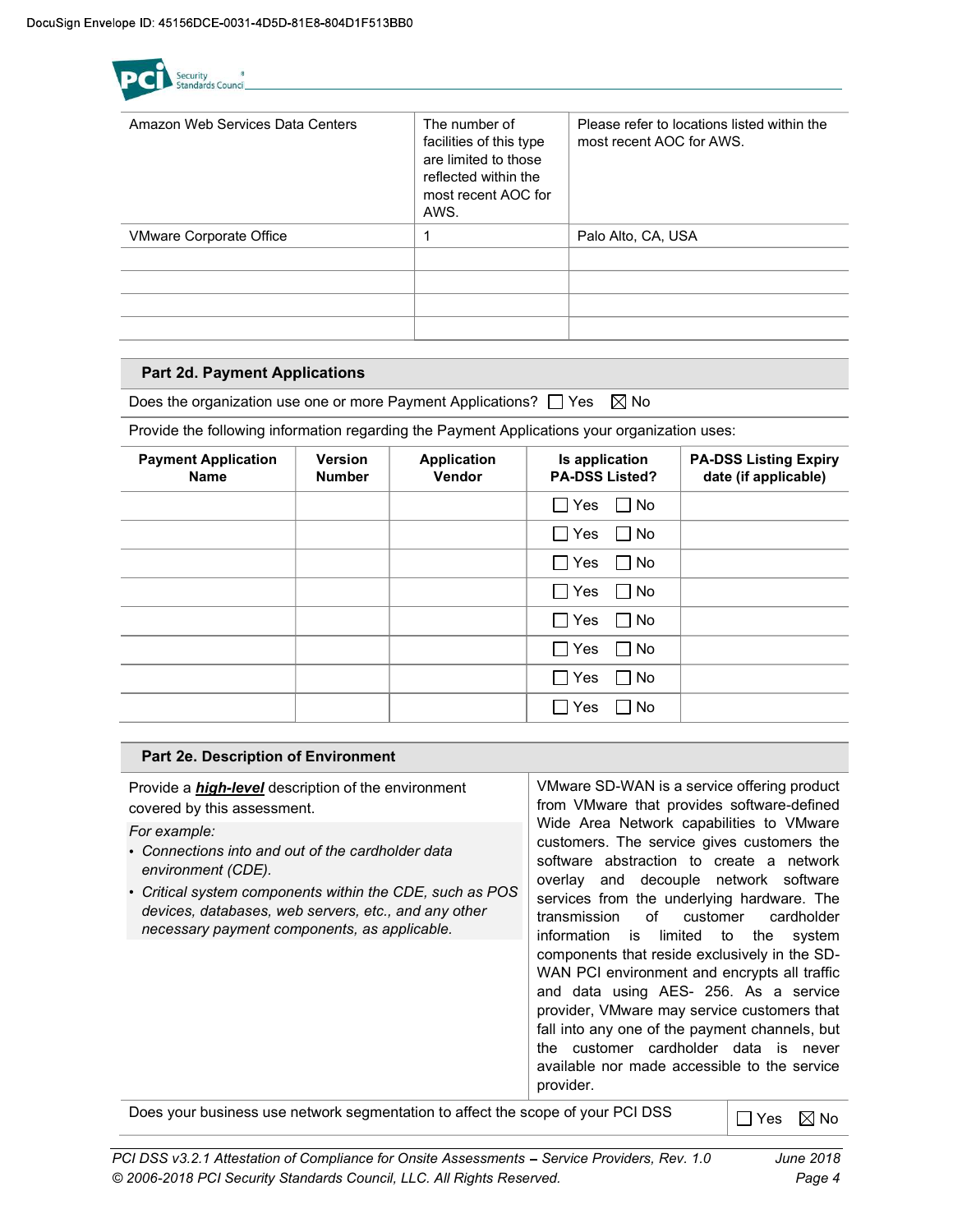| | | |
|---|---|---|
| Amazon Web Services Data Centers | The number of facilities of this type are limited to those reflected within the most recent AOC for AWS. | Please refer to locations listed within the most recent AOC for AWS. |
| VMware Corporate Office | 1 | Palo Alto, CA, USA |
| | | |
| | | |
| | | |
| | | |

## Part 2d. Payment Applications

Does the organization use one or more Payment Applications? ☐ Yes ☒ No

Provide the following information regarding the Payment Applications your organization uses:

| Payment Application Name | Version Number | Application Vendor | Is application PA-DSS Listed? | PA-DSS Listing Expiry date (if applicable) |
|---|---|---|---|---|
| | | | ☐ Yes ☐ No | |
| | | | ☐ Yes ☐ No | |
| | | | ☐ Yes ☐ No | |
| | | | ☐ Yes ☐ No | |
| | | | ☐ Yes ☐ No | |
| | | | ☐ Yes ☐ No | |
| | | | ☐ Yes ☐ No | |
| | | | ☐ Yes ☐ No | |

## Part 2e. Description of Environment

| | |
|---|---|
| Provide a ***high-level*** description of the environment covered by this assessment.<br>*For example:*<br>• *Connections into and out of the cardholder data environment (CDE).*<br>• *Critical system components within the CDE, such as POS devices, databases, web servers, etc., and any other necessary payment components, as applicable.* | VMware SD-WAN is a service offering product from VMware that provides software-defined Wide Area Network capabilities to VMware customers. The service gives customers the software abstraction to create a network overlay and decouple network software services from the underlying hardware. The transmission of customer cardholder information is limited to the system components that reside exclusively in the SD-WAN PCI environment and encrypts all traffic and data using AES- 256. As a service provider, VMware may service customers that fall into any one of the payment channels, but the customer cardholder data is never available nor made accessible to the service provider. |
| Does your business use network segmentation to affect the scope of your PCI DSS | ☐ Yes ☒ No |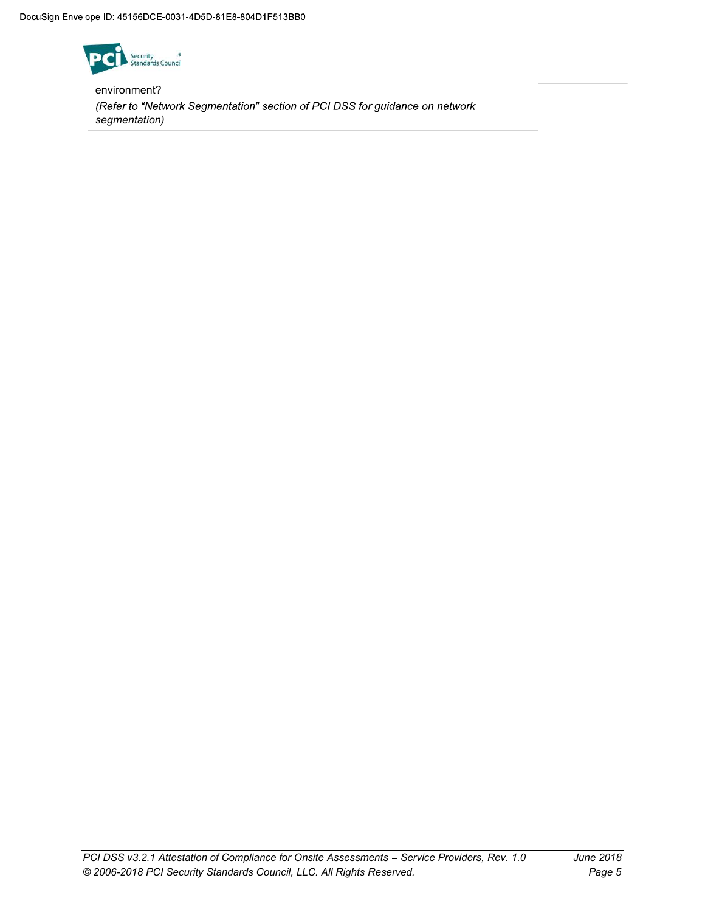| | |
|---|---|
| environment?<br>*(Refer to "Network Segmentation" section of PCI DSS for guidance on network segmentation)* | |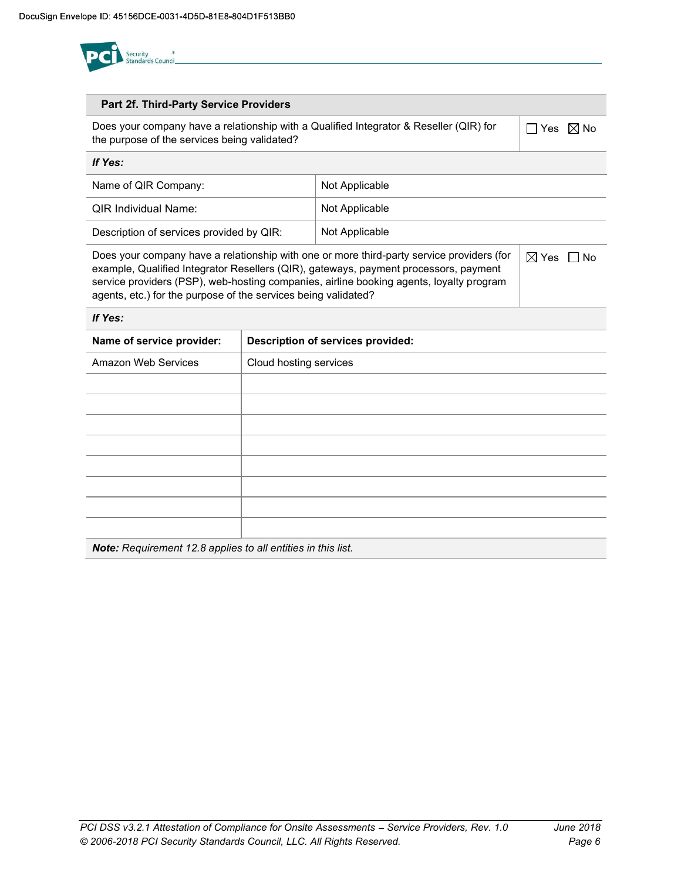## Part 2f. Third-Party Service Providers

| Does your company have a relationship with a Qualified Integrator & Reseller (QIR) for the purpose of the services being validated? | ☐ Yes ☒ No |
|---|---|

***If Yes:***

| | |
|---|---|
| Name of QIR Company: | Not Applicable |
| QIR Individual Name: | Not Applicable |
| Description of services provided by QIR: | Not Applicable |

| Does your company have a relationship with one or more third-party service providers (for example, Qualified Integrator Resellers (QIR), gateways, payment processors, payment service providers (PSP), web-hosting companies, airline booking agents, loyalty program agents, etc.) for the purpose of the services being validated? | ☒ Yes ☐ No |
|---|---|

***If Yes:***

| Name of service provider: | Description of services provided: |
|---|---|
| Amazon Web Services | Cloud hosting services |
| | |
| | |
| | |
| | |
| | |
| | |
| | |
| | |

***Note:*** *Requirement 12.8 applies to all entities in this list.*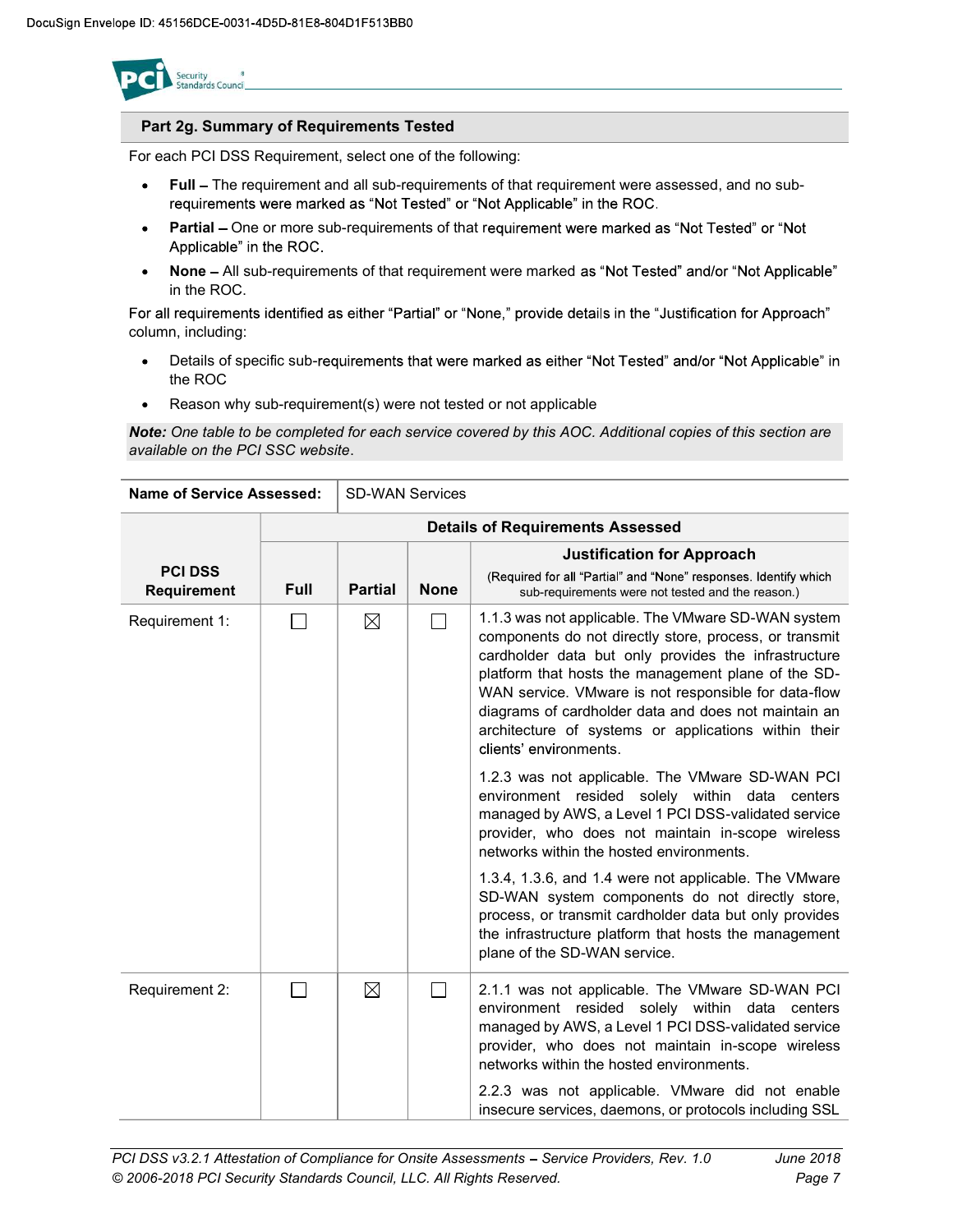## Part 2g. Summary of Requirements Tested

For each PCI DSS Requirement, select one of the following:

- **Full** – The requirement and all sub-requirements of that requirement were assessed, and no sub-requirements were marked as "Not Tested" or "Not Applicable" in the ROC.
- **Partial** – One or more sub-requirements of that requirement were marked as "Not Tested" or "Not Applicable" in the ROC.
- **None** – All sub-requirements of that requirement were marked as "Not Tested" and/or "Not Applicable" in the ROC.

For all requirements identified as either "Partial" or "None," provide details in the "Justification for Approach" column, including:

- Details of specific sub-requirements that were marked as either "Not Tested" and/or "Not Applicable" in the ROC
- Reason why sub-requirement(s) were not tested or not applicable

***Note:*** *One table to be completed for each service covered by this AOC. Additional copies of this section are available on the PCI SSC website.*

| **Name of Service Assessed:** | SD-WAN Services | | | |
|---|---|---|---|---|
| | **Details of Requirements Assessed** | | | |
| **PCI DSS Requirement** | **Full** | **Partial** | **None** | **Justification for Approach** (Required for all "Partial" and "None" responses. Identify which sub-requirements were not tested and the reason.) |
| Requirement 1: | ☐ | ☒ | ☐ | 1.1.3 was not applicable. The VMware SD-WAN system components do not directly store, process, or transmit cardholder data but only provides the infrastructure platform that hosts the management plane of the SD-WAN service. VMware is not responsible for data-flow diagrams of cardholder data and does not maintain an architecture of systems or applications within their clients' environments.<br><br>1.2.3 was not applicable. The VMware SD-WAN PCI environment resided solely within data centers managed by AWS, a Level 1 PCI DSS-validated service provider, who does not maintain in-scope wireless networks within the hosted environments.<br><br>1.3.4, 1.3.6, and 1.4 were not applicable. The VMware SD-WAN system components do not directly store, process, or transmit cardholder data but only provides the infrastructure platform that hosts the management plane of the SD-WAN service. |
| Requirement 2: | ☐ | ☒ | ☐ | 2.1.1 was not applicable. The VMware SD-WAN PCI environment resided solely within data centers managed by AWS, a Level 1 PCI DSS-validated service provider, who does not maintain in-scope wireless networks within the hosted environments.<br><br>2.2.3 was not applicable. VMware did not enable insecure services, daemons, or protocols including SSL |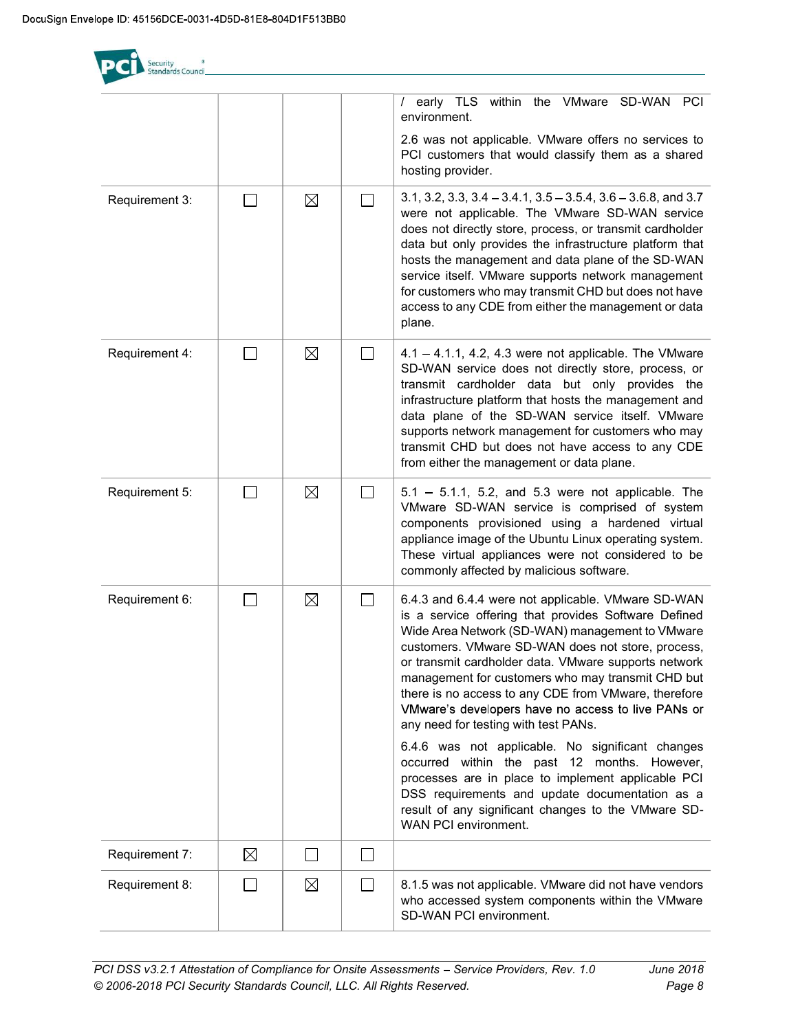| | | | | |
|---|---|---|---|---|
| | | | | / early TLS within the VMware SD-WAN PCI environment.<br><br>2.6 was not applicable. VMware offers no services to PCI customers that would classify them as a shared hosting provider. |
| Requirement 3: | ☐ | ☒ | ☐ | 3.1, 3.2, 3.3, 3.4 – 3.4.1, 3.5 – 3.5.4, 3.6 – 3.6.8, and 3.7 were not applicable. The VMware SD-WAN service does not directly store, process, or transmit cardholder data but only provides the infrastructure platform that hosts the management and data plane of the SD-WAN service itself. VMware supports network management for customers who may transmit CHD but does not have access to any CDE from either the management or data plane. |
| Requirement 4: | ☐ | ☒ | ☐ | 4.1 – 4.1.1, 4.2, 4.3 were not applicable. The VMware SD-WAN service does not directly store, process, or transmit cardholder data but only provides the infrastructure platform that hosts the management and data plane of the SD-WAN service itself. VMware supports network management for customers who may transmit CHD but does not have access to any CDE from either the management or data plane. |
| Requirement 5: | ☐ | ☒ | ☐ | 5.1 – 5.1.1, 5.2, and 5.3 were not applicable. The VMware SD-WAN service is comprised of system components provisioned using a hardened virtual appliance image of the Ubuntu Linux operating system. These virtual appliances were not considered to be commonly affected by malicious software. |
| Requirement 6: | ☐ | ☒ | ☐ | 6.4.3 and 6.4.4 were not applicable. VMware SD-WAN is a service offering that provides Software Defined Wide Area Network (SD-WAN) management to VMware customers. VMware SD-WAN does not store, process, or transmit cardholder data. VMware supports network management for customers who may transmit CHD but there is no access to any CDE from VMware, therefore VMware's developers have no access to live PANs or any need for testing with test PANs.<br><br>6.4.6 was not applicable. No significant changes occurred within the past 12 months. However, processes are in place to implement applicable PCI DSS requirements and update documentation as a result of any significant changes to the VMware SD-WAN PCI environment. |
| Requirement 7: | ☒ | ☐ | ☐ | |
| Requirement 8: | ☐ | ☒ | ☐ | 8.1.5 was not applicable. VMware did not have vendors who accessed system components within the VMware SD-WAN PCI environment. |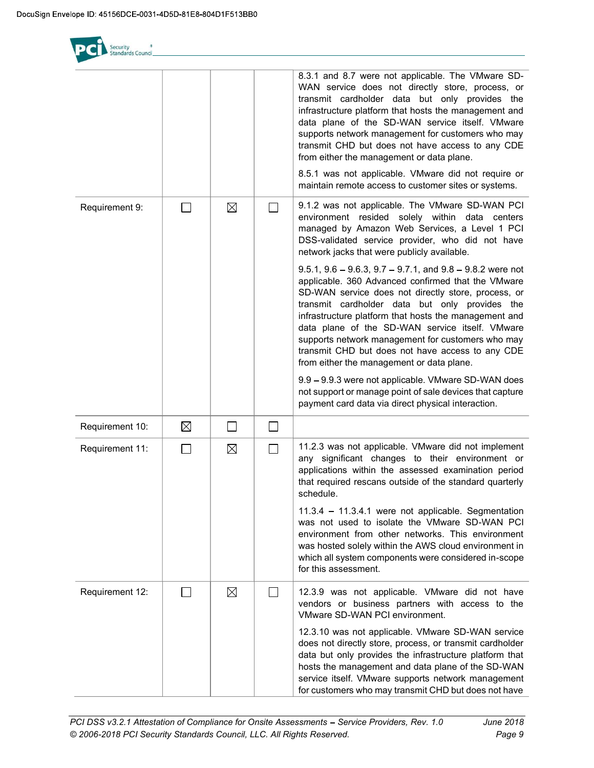| | | | | |
|---|---|---|---|---|
| | | | | 8.3.1 and 8.7 were not applicable. The VMware SD-WAN service does not directly store, process, or transmit cardholder data but only provides the infrastructure platform that hosts the management and data plane of the SD-WAN service itself. VMware supports network management for customers who may transmit CHD but does not have access to any CDE from either the management or data plane.<br><br>8.5.1 was not applicable. VMware did not require or maintain remote access to customer sites or systems. |
| Requirement 9: | ☐ | ☒ | ☐ | 9.1.2 was not applicable. The VMware SD-WAN PCI environment resided solely within data centers managed by Amazon Web Services, a Level 1 PCI DSS-validated service provider, who did not have network jacks that were publicly available.<br><br>9.5.1, 9.6 – 9.6.3, 9.7 – 9.7.1, and 9.8 – 9.8.2 were not applicable. 360 Advanced confirmed that the VMware SD-WAN service does not directly store, process, or transmit cardholder data but only provides the infrastructure platform that hosts the management and data plane of the SD-WAN service itself. VMware supports network management for customers who may transmit CHD but does not have access to any CDE from either the management or data plane.<br><br>9.9 – 9.9.3 were not applicable. VMware SD-WAN does not support or manage point of sale devices that capture payment card data via direct physical interaction. |
| Requirement 10: | ☒ | ☐ | ☐ | |
| Requirement 11: | ☐ | ☒ | ☐ | 11.2.3 was not applicable. VMware did not implement any significant changes to their environment or applications within the assessed examination period that required rescans outside of the standard quarterly schedule.<br><br>11.3.4 – 11.3.4.1 were not applicable. Segmentation was not used to isolate the VMware SD-WAN PCI environment from other networks. This environment was hosted solely within the AWS cloud environment in which all system components were considered in-scope for this assessment. |
| Requirement 12: | ☐ | ☒ | ☐ | 12.3.9 was not applicable. VMware did not have vendors or business partners with access to the VMware SD-WAN PCI environment.<br><br>12.3.10 was not applicable. VMware SD-WAN service does not directly store, process, or transmit cardholder data but only provides the infrastructure platform that hosts the management and data plane of the SD-WAN service itself. VMware supports network management for customers who may transmit CHD but does not have |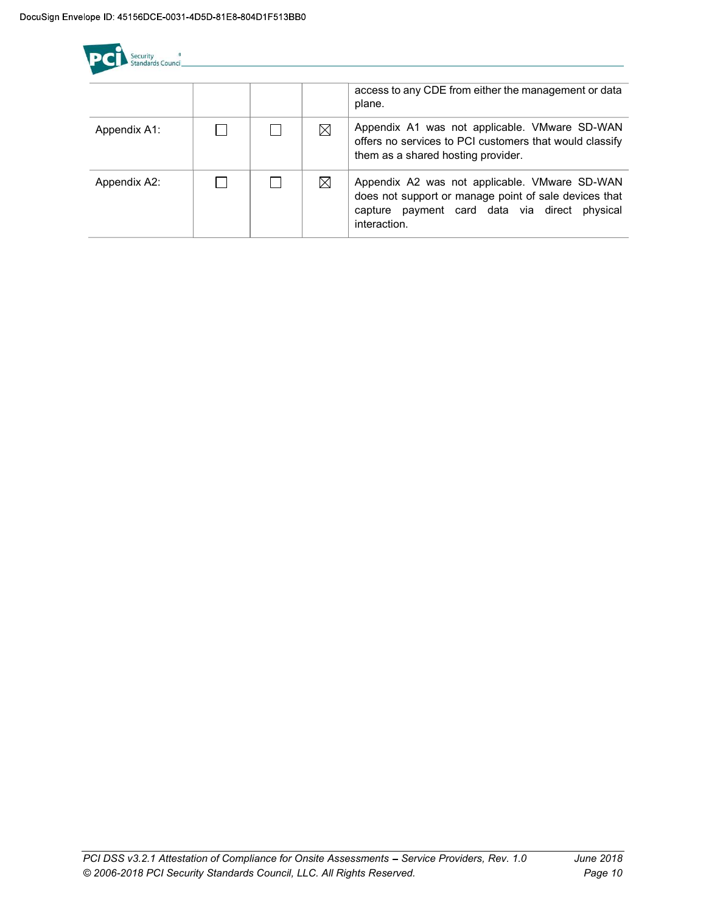| | | | | |
|---|---|---|---|---|
| | | | | access to any CDE from either the management or data plane. |
| Appendix A1: | ☐ | ☐ | ☒ | Appendix A1 was not applicable. VMware SD-WAN offers no services to PCI customers that would classify them as a shared hosting provider. |
| Appendix A2: | ☐ | ☐ | ☒ | Appendix A2 was not applicable. VMware SD-WAN does not support or manage point of sale devices that capture payment card data via direct physical interaction. |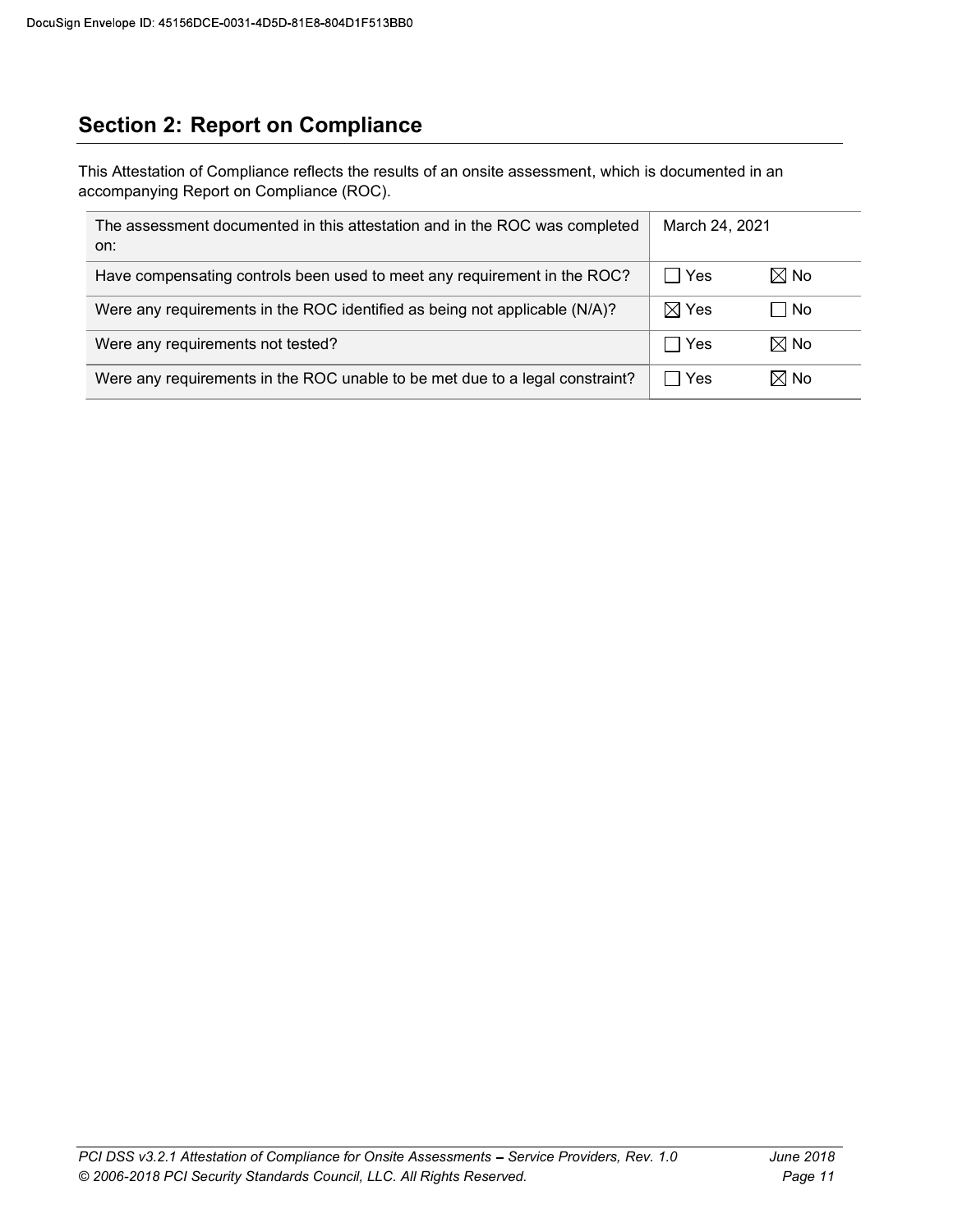## Section 2: Report on Compliance

This Attestation of Compliance reflects the results of an onsite assessment, which is documented in an accompanying Report on Compliance (ROC).

| | | |
|---|---|---|
| The assessment documented in this attestation and in the ROC was completed on: | March 24, 2021 | |
| Have compensating controls been used to meet any requirement in the ROC? | ☐ Yes | ☒ No |
| Were any requirements in the ROC identified as being not applicable (N/A)? | ☒ Yes | ☐ No |
| Were any requirements not tested? | ☐ Yes | ☒ No |
| Were any requirements in the ROC unable to be met due to a legal constraint? | ☐ Yes | ☒ No |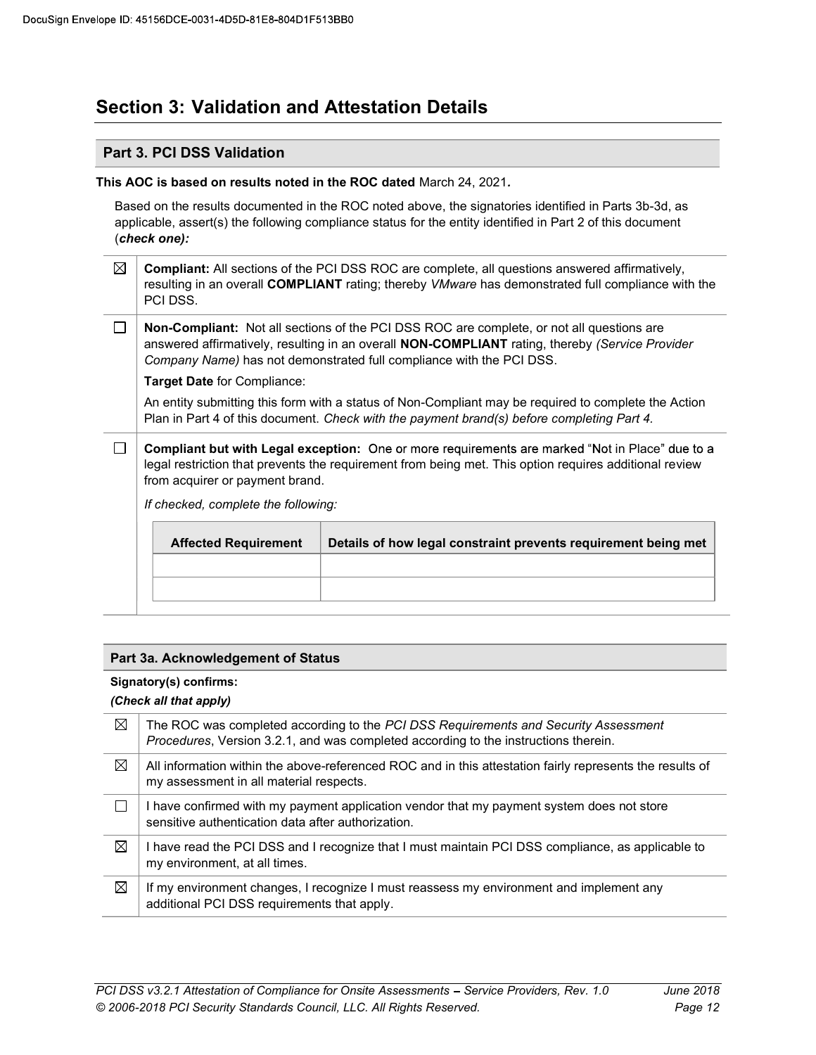# Section 3: Validation and Attestation Details

## Part 3. PCI DSS Validation

**This AOC is based on results noted in the ROC dated** March 24, 2021**.**

Based on the results documented in the ROC noted above, the signatories identified in Parts 3b-3d, as applicable, assert(s) the following compliance status for the entity identified in Part 2 of this document (***check one):***

| | |
|---|---|
| ☒ | **Compliant:** All sections of the PCI DSS ROC are complete, all questions answered affirmatively, resulting in an overall **COMPLIANT** rating; thereby *VMware* has demonstrated full compliance with the PCI DSS. |
| ☐ | **Non-Compliant:** Not all sections of the PCI DSS ROC are complete, or not all questions are answered affirmatively, resulting in an overall **NON-COMPLIANT** rating, thereby *(Service Provider Company Name)* has not demonstrated full compliance with the PCI DSS.<br>**Target Date** for Compliance:<br>An entity submitting this form with a status of Non-Compliant may be required to complete the Action Plan in Part 4 of this document. *Check with the payment brand(s) before completing Part 4.* |
| ☐ | **Compliant but with Legal exception:** One or more requirements are marked "Not in Place" due to a legal restriction that prevents the requirement from being met. This option requires additional review from acquirer or payment brand.<br>*If checked, complete the following:* |

| Affected Requirement | Details of how legal constraint prevents requirement being met |
|---|---|
| | |
| | |

## Part 3a. Acknowledgement of Status

**Signatory(s) confirms:**

***(Check all that apply)***

| | |
|---|---|
| ☒ | The ROC was completed according to the *PCI DSS Requirements and Security Assessment Procedures*, Version 3.2.1, and was completed according to the instructions therein. |
| ☒ | All information within the above-referenced ROC and in this attestation fairly represents the results of my assessment in all material respects. |
| ☐ | I have confirmed with my payment application vendor that my payment system does not store sensitive authentication data after authorization. |
| ☒ | I have read the PCI DSS and I recognize that I must maintain PCI DSS compliance, as applicable to my environment, at all times. |
| ☒ | If my environment changes, I recognize I must reassess my environment and implement any additional PCI DSS requirements that apply. |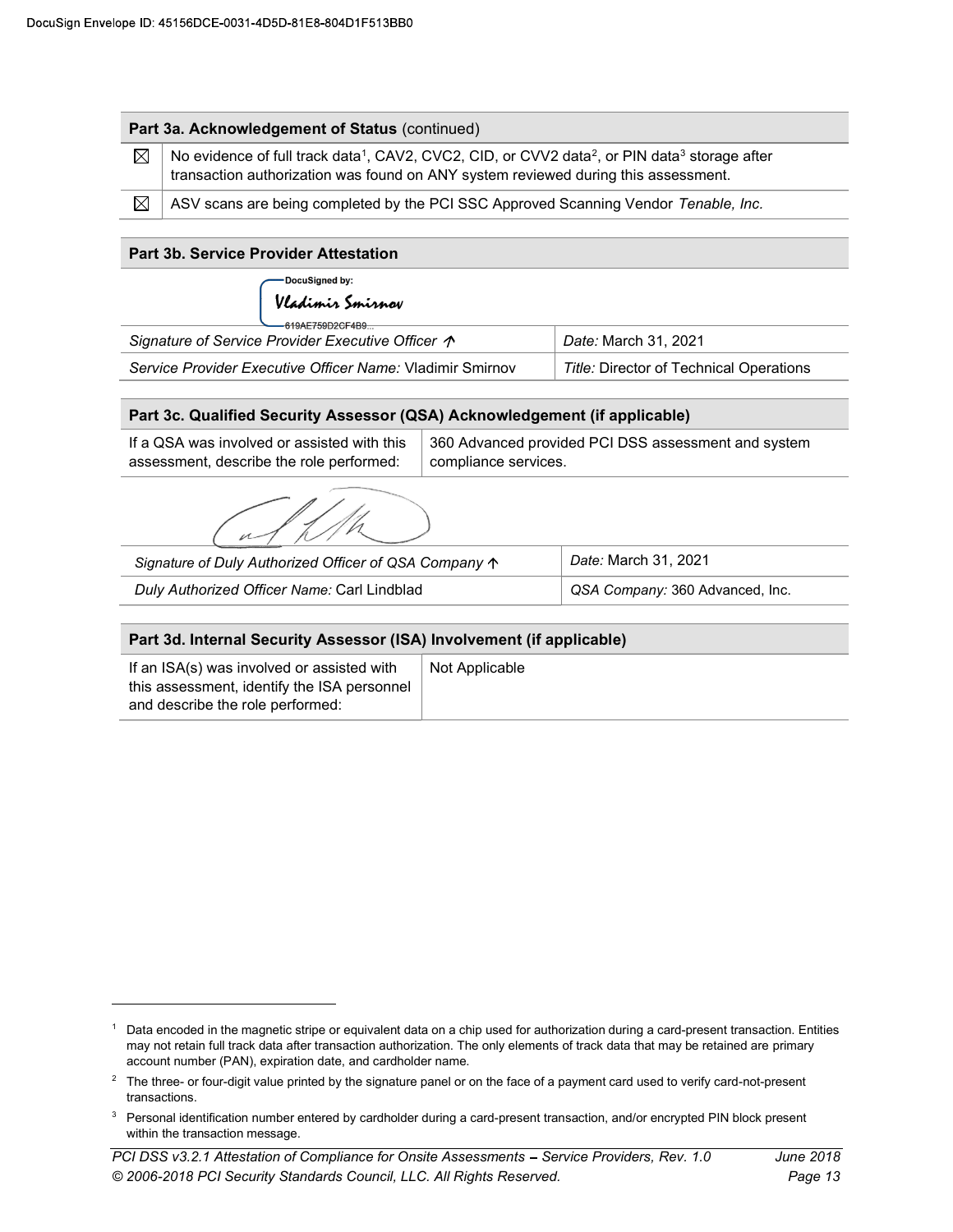DocuSign Envelope ID: 45156DCE-0031-4D5D-81E8-804D1F513BB0

| **Part 3a. Acknowledgement of Status** (continued) | |
|---|---|
| ☒ | No evidence of full track data[1], CAV2, CVC2, CID, or CVV2 data[2], or PIN data[3] storage after transaction authorization was found on ANY system reviewed during this assessment. |
| ☒ | ASV scans are being completed by the PCI SSC Approved Scanning Vendor *Tenable, Inc.* |

| **Part 3b. Service Provider Attestation** | |
|---|---|
| DocuSigned by: Vladimir Smirnov 619AE759D2CF4B9... | |
| *Signature of Service Provider Executive Officer* ↑ | *Date:* March 31, 2021 |
| *Service Provider Executive Officer Name:* Vladimir Smirnov | *Title:* Director of Technical Operations |

| **Part 3c. Qualified Security Assessor (QSA) Acknowledgement (if applicable)** | |
|---|---|
| If a QSA was involved or assisted with this assessment, describe the role performed: | 360 Advanced provided PCI DSS assessment and system compliance services. |

| | |
|---|---|
| *Signature of Duly Authorized Officer of QSA Company* ↑ | *Date:* March 31, 2021 |
| *Duly Authorized Officer Name:* Carl Lindblad | *QSA Company:* 360 Advanced, Inc. |

| **Part 3d. Internal Security Assessor (ISA) Involvement (if applicable)** | |
|---|---|
| If an ISA(s) was involved or assisted with this assessment, identify the ISA personnel and describe the role performed: | Not Applicable |

[1] Data encoded in the magnetic stripe or equivalent data on a chip used for authorization during a card-present transaction. Entities may not retain full track data after transaction authorization. The only elements of track data that may be retained are primary account number (PAN), expiration date, and cardholder name.

[2] The three- or four-digit value printed by the signature panel or on the face of a payment card used to verify card-not-present transactions.

[3] Personal identification number entered by cardholder during a card-present transaction, and/or encrypted PIN block present within the transaction message.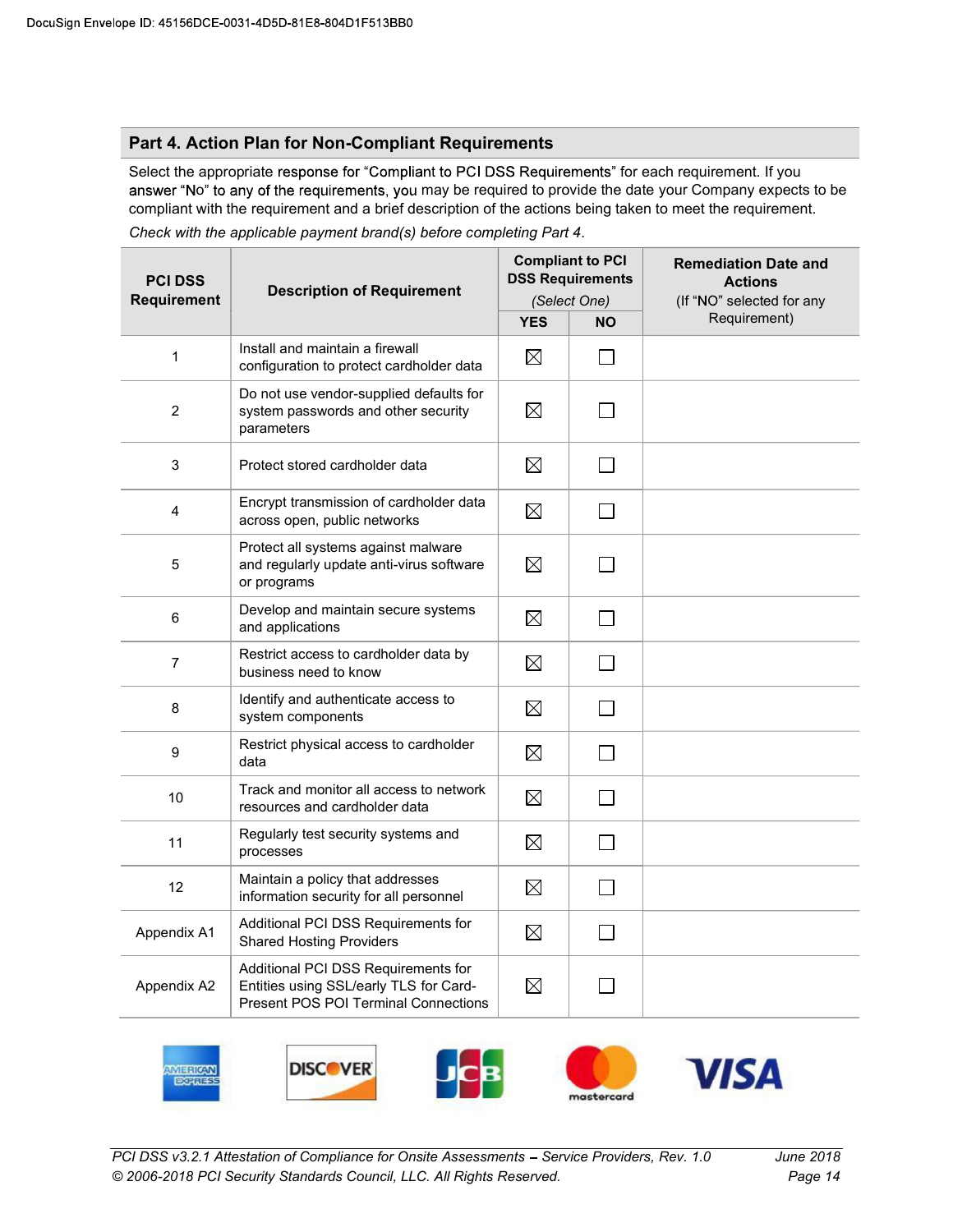## Part 4. Action Plan for Non-Compliant Requirements

Select the appropriate response for "Compliant to PCI DSS Requirements" for each requirement. If you answer "No" to any of the requirements, you may be required to provide the date your Company expects to be compliant with the requirement and a brief description of the actions being taken to meet the requirement.

*Check with the applicable payment brand(s) before completing Part 4.*

| PCI DSS Requirement | Description of Requirement | Compliant to PCI DSS Requirements *(Select One)* | | Remediation Date and Actions (If "NO" selected for any Requirement) |
|---|---|---|---|---|
| | | **YES** | **NO** | |
| 1 | Install and maintain a firewall configuration to protect cardholder data | ☒ | ☐ | |
| 2 | Do not use vendor-supplied defaults for system passwords and other security parameters | ☒ | ☐ | |
| 3 | Protect stored cardholder data | ☒ | ☐ | |
| 4 | Encrypt transmission of cardholder data across open, public networks | ☒ | ☐ | |
| 5 | Protect all systems against malware and regularly update anti-virus software or programs | ☒ | ☐ | |
| 6 | Develop and maintain secure systems and applications | ☒ | ☐ | |
| 7 | Restrict access to cardholder data by business need to know | ☒ | ☐ | |
| 8 | Identify and authenticate access to system components | ☒ | ☐ | |
| 9 | Restrict physical access to cardholder data | ☒ | ☐ | |
| 10 | Track and monitor all access to network resources and cardholder data | ☒ | ☐ | |
| 11 | Regularly test security systems and processes | ☒ | ☐ | |
| 12 | Maintain a policy that addresses information security for all personnel | ☒ | ☐ | |
| Appendix A1 | Additional PCI DSS Requirements for Shared Hosting Providers | ☒ | ☐ | |
| Appendix A2 | Additional PCI DSS Requirements for Entities using SSL/early TLS for Card-Present POS POI Terminal Connections | ☒ | ☐ | |